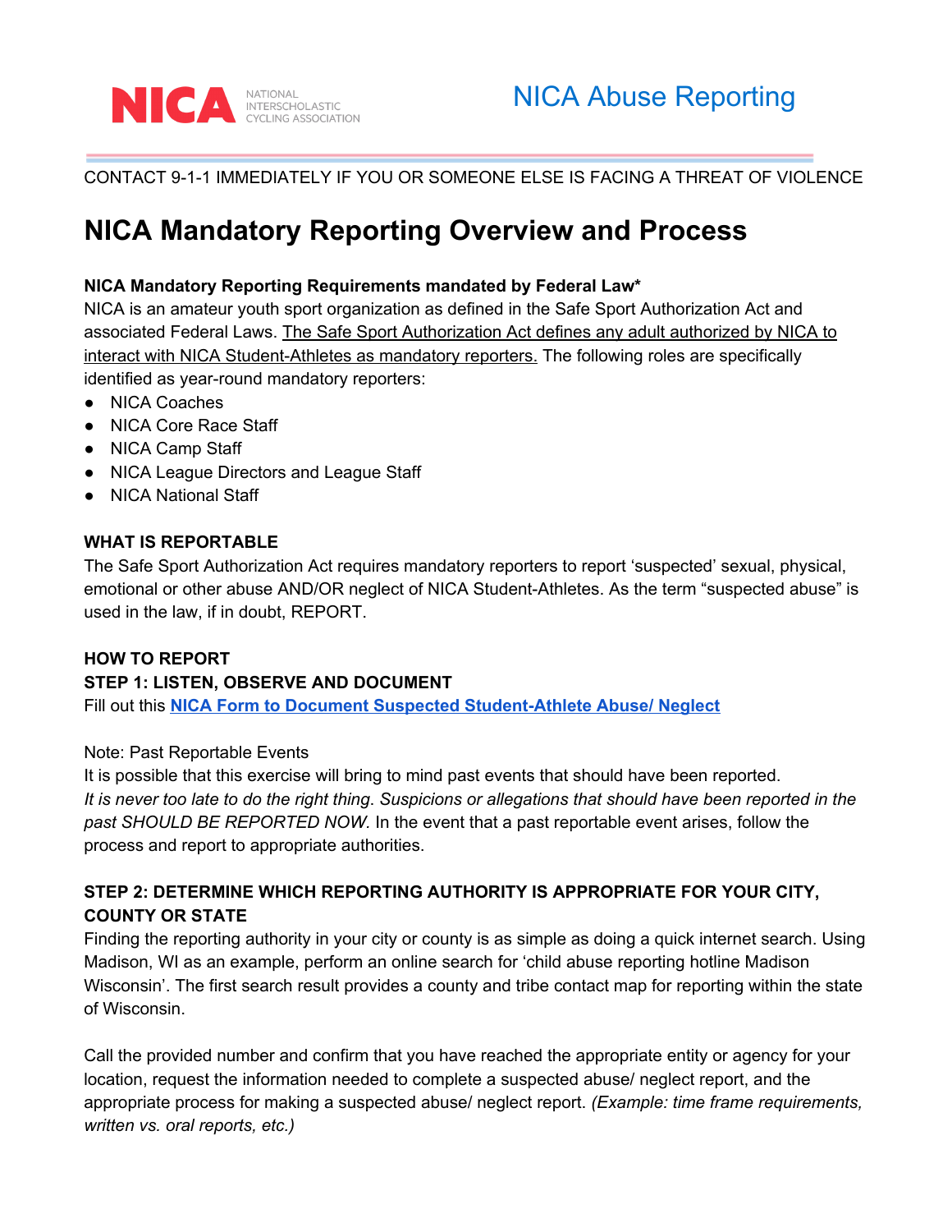NICA NATIONAL INTERSCHOLASTIC CYCLING ASSOCIATION

NICA Abuse Reporting

CONTACT 9-1-1 IMMEDIATELY IF YOU OR SOMEONE ELSE IS FACING A THREAT OF VIOLENCE

# NICA Mandatory Reporting Overview and Process

**NICA Mandatory Reporting Requirements mandated by Federal Law***

NICA is an amateur youth sport organization as defined in the Safe Sport Authorization Act and associated Federal Laws. The Safe Sport Authorization Act defines any adult authorized by NICA to interact with NICA Student-Athletes as mandatory reporters. The following roles are specifically identified as year-round mandatory reporters:

- NICA Coaches
- NICA Core Race Staff
- NICA Camp Staff
- NICA League Directors and League Staff
- NICA National Staff

**WHAT IS REPORTABLE**

The Safe Sport Authorization Act requires mandatory reporters to report 'suspected' sexual, physical, emotional or other abuse AND/OR neglect of NICA Student-Athletes. As the term "suspected abuse" is used in the law, if in doubt, REPORT.

**HOW TO REPORT**

**STEP 1: LISTEN, OBSERVE AND DOCUMENT**

Fill out this **NICA Form to Document Suspected Student-Athlete Abuse/ Neglect**

Note: Past Reportable Events

It is possible that this exercise will bring to mind past events that should have been reported. *It is never too late to do the right thing. Suspicions or allegations that should have been reported in the past SHOULD BE REPORTED NOW.* In the event that a past reportable event arises, follow the process and report to appropriate authorities.

**STEP 2: DETERMINE WHICH REPORTING AUTHORITY IS APPROPRIATE FOR YOUR CITY, COUNTY OR STATE**

Finding the reporting authority in your city or county is as simple as doing a quick internet search. Using Madison, WI as an example, perform an online search for 'child abuse reporting hotline Madison Wisconsin'. The first search result provides a county and tribe contact map for reporting within the state of Wisconsin.

Call the provided number and confirm that you have reached the appropriate entity or agency for your location, request the information needed to complete a suspected abuse/ neglect report, and the appropriate process for making a suspected abuse/ neglect report. *(Example: time frame requirements, written vs. oral reports, etc.)*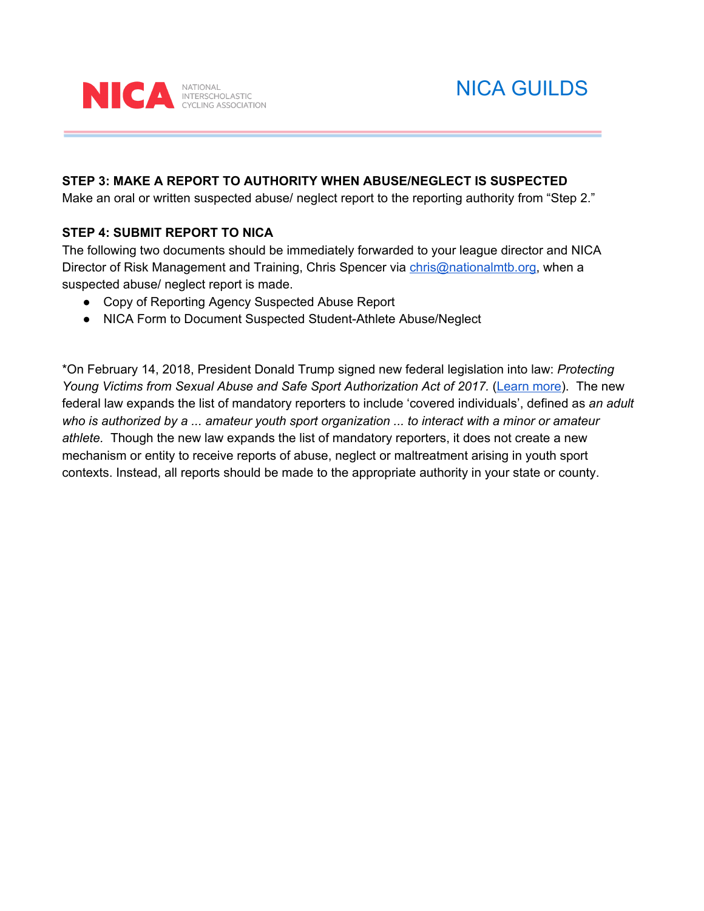### STEP 3: MAKE A REPORT TO AUTHORITY WHEN ABUSE/NEGLECT IS SUSPECTED

Make an oral or written suspected abuse/ neglect report to the reporting authority from "Step 2."

### STEP 4: SUBMIT REPORT TO NICA

The following two documents should be immediately forwarded to your league director and NICA Director of Risk Management and Training, Chris Spencer via chris@nationalmtb.org, when a suspected abuse/ neglect report is made.

- Copy of Reporting Agency Suspected Abuse Report
- NICA Form to Document Suspected Student-Athlete Abuse/Neglect

*On February 14, 2018, President Donald Trump signed new federal legislation into law: *Protecting Young Victims from Sexual Abuse and Safe Sport Authorization Act of 2017.* (Learn more). The new federal law expands the list of mandatory reporters to include 'covered individuals', defined as *an adult who is authorized by a ... amateur youth sport organization ... to interact with a minor or amateur athlete.* Though the new law expands the list of mandatory reporters, it does not create a new mechanism or entity to receive reports of abuse, neglect or maltreatment arising in youth sport contexts. Instead, all reports should be made to the appropriate authority in your state or county.